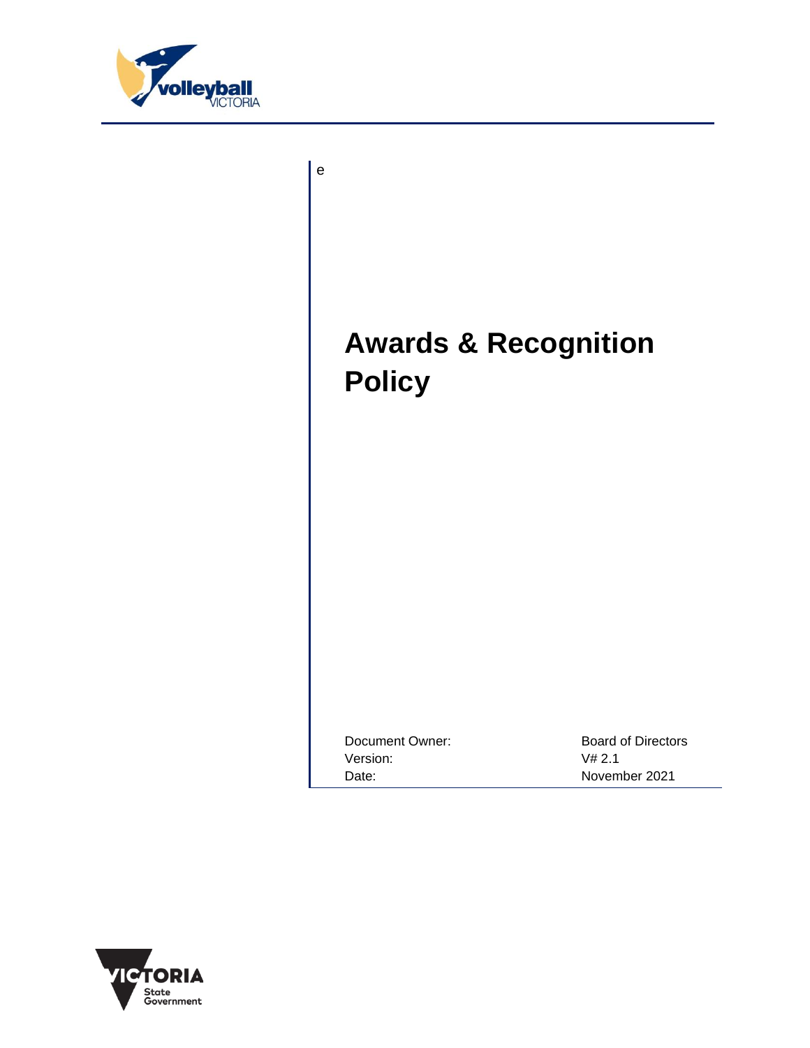e

# Awards & Recognition Policy

| | |
|---|---|
| Document Owner: | Board of Directors |
| Version: | V# 2.1 |
| Date: | November 2021 |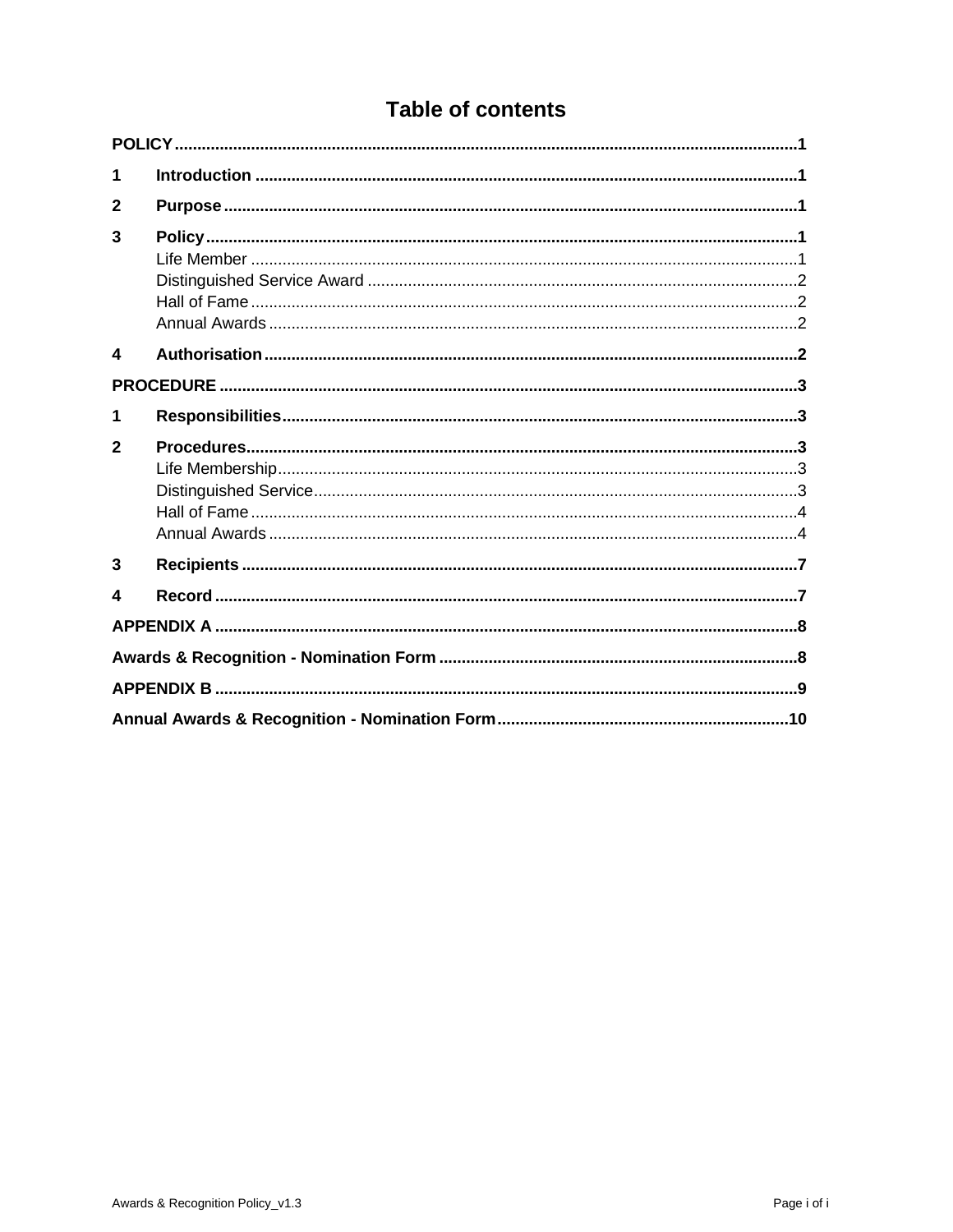# Table of contents

**POLICY** .......... 1

**1 Introduction** .......... 1

**2 Purpose** .......... 1

**3 Policy** .......... 1

- Life Member .......... 1
- Distinguished Service Award .......... 2
- Hall of Fame .......... 2
- Annual Awards .......... 2

**4 Authorisation** .......... 2

**PROCEDURE** .......... 3

**1 Responsibilities** .......... 3

**2 Procedures** .......... 3

- Life Membership .......... 3
- Distinguished Service .......... 3
- Hall of Fame .......... 4
- Annual Awards .......... 4

**3 Recipients** .......... 7

**4 Record** .......... 7

**APPENDIX A** .......... 8

**Awards & Recognition - Nomination Form** .......... 8

**APPENDIX B** .......... 9

**Annual Awards & Recognition - Nomination Form** .......... 10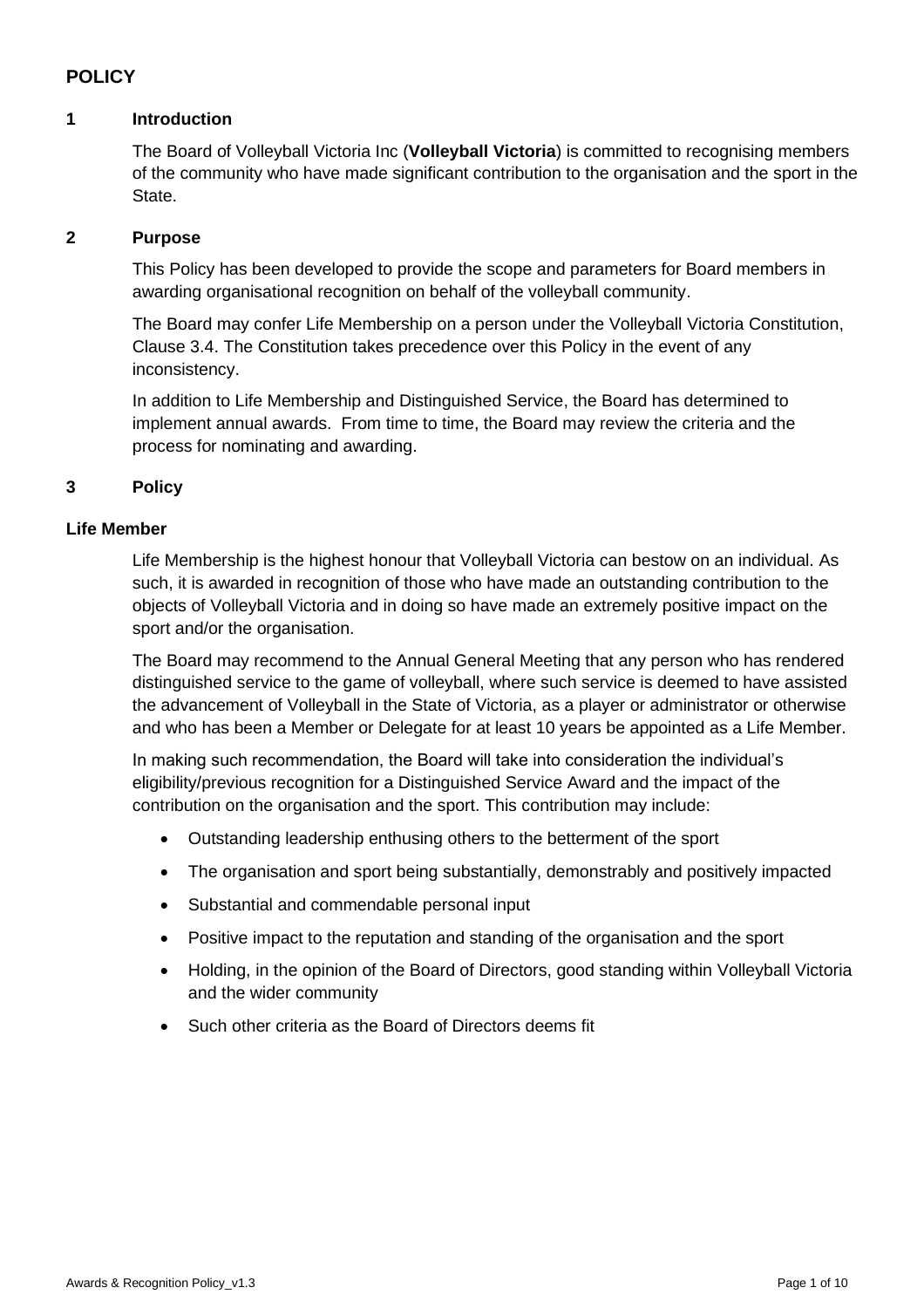## POLICY

### 1 Introduction

The Board of Volleyball Victoria Inc (**Volleyball Victoria**) is committed to recognising members of the community who have made significant contribution to the organisation and the sport in the State.

### 2 Purpose

This Policy has been developed to provide the scope and parameters for Board members in awarding organisational recognition on behalf of the volleyball community.

The Board may confer Life Membership on a person under the Volleyball Victoria Constitution, Clause 3.4. The Constitution takes precedence over this Policy in the event of any inconsistency.

In addition to Life Membership and Distinguished Service, the Board has determined to implement annual awards. From time to time, the Board may review the criteria and the process for nominating and awarding.

### 3 Policy

#### Life Member

Life Membership is the highest honour that Volleyball Victoria can bestow on an individual. As such, it is awarded in recognition of those who have made an outstanding contribution to the objects of Volleyball Victoria and in doing so have made an extremely positive impact on the sport and/or the organisation.

The Board may recommend to the Annual General Meeting that any person who has rendered distinguished service to the game of volleyball, where such service is deemed to have assisted the advancement of Volleyball in the State of Victoria, as a player or administrator or otherwise and who has been a Member or Delegate for at least 10 years be appointed as a Life Member.

In making such recommendation, the Board will take into consideration the individual's eligibility/previous recognition for a Distinguished Service Award and the impact of the contribution on the organisation and the sport. This contribution may include:

- Outstanding leadership enthusing others to the betterment of the sport
- The organisation and sport being substantially, demonstrably and positively impacted
- Substantial and commendable personal input
- Positive impact to the reputation and standing of the organisation and the sport
- Holding, in the opinion of the Board of Directors, good standing within Volleyball Victoria and the wider community
- Such other criteria as the Board of Directors deems fit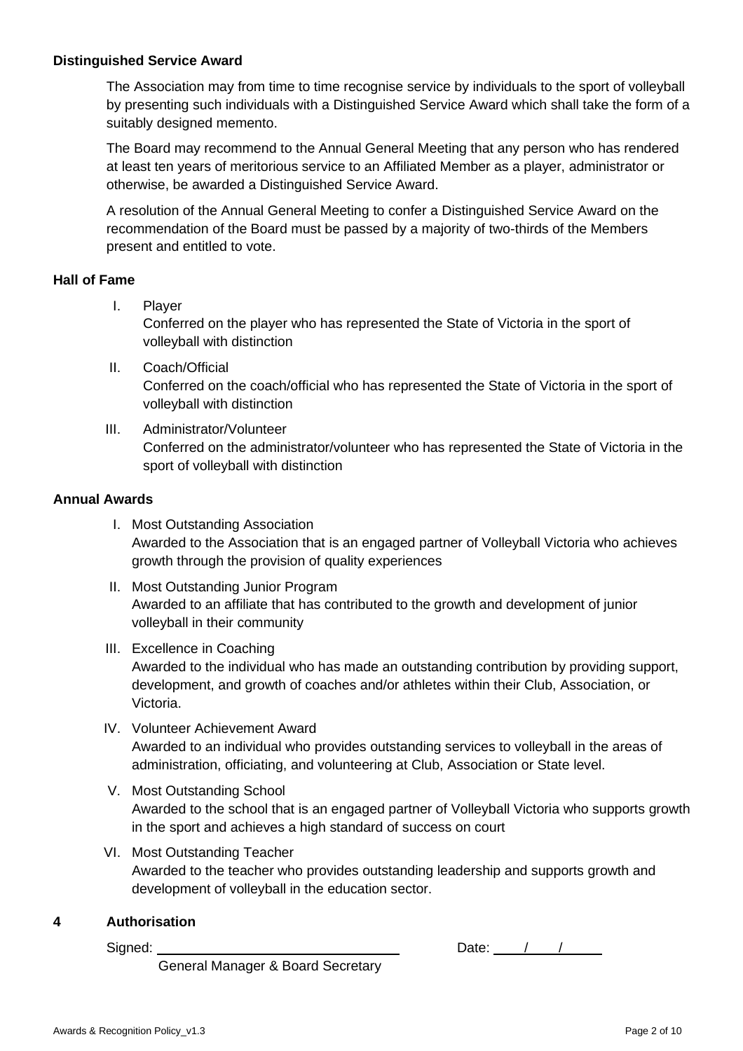**Distinguished Service Award**

The Association may from time to time recognise service by individuals to the sport of volleyball by presenting such individuals with a Distinguished Service Award which shall take the form of a suitably designed memento.

The Board may recommend to the Annual General Meeting that any person who has rendered at least ten years of meritorious service to an Affiliated Member as a player, administrator or otherwise, be awarded a Distinguished Service Award.

A resolution of the Annual General Meeting to confer a Distinguished Service Award on the recommendation of the Board must be passed by a majority of two-thirds of the Members present and entitled to vote.

**Hall of Fame**

I. Player
Conferred on the player who has represented the State of Victoria in the sport of volleyball with distinction

II. Coach/Official
Conferred on the coach/official who has represented the State of Victoria in the sport of volleyball with distinction

III. Administrator/Volunteer
Conferred on the administrator/volunteer who has represented the State of Victoria in the sport of volleyball with distinction

**Annual Awards**

I. Most Outstanding Association
Awarded to the Association that is an engaged partner of Volleyball Victoria who achieves growth through the provision of quality experiences

II. Most Outstanding Junior Program
Awarded to an affiliate that has contributed to the growth and development of junior volleyball in their community

III. Excellence in Coaching
Awarded to the individual who has made an outstanding contribution by providing support, development, and growth of coaches and/or athletes within their Club, Association, or Victoria.

IV. Volunteer Achievement Award
Awarded to an individual who provides outstanding services to volleyball in the areas of administration, officiating, and volunteering at Club, Association or State level.

V. Most Outstanding School
Awarded to the school that is an engaged partner of Volleyball Victoria who supports growth in the sport and achieves a high standard of success on court

VI. Most Outstanding Teacher
Awarded to the teacher who provides outstanding leadership and supports growth and development of volleyball in the education sector.

**4 Authorisation**

Signed: \_\_\_\_\_\_\_\_\_\_\_\_\_\_\_\_\_\_\_\_\_\_\_\_\_\_\_\_\_\_ Date: \_\_\_\_/\_\_\_\_/\_\_\_\_\_

General Manager & Board Secretary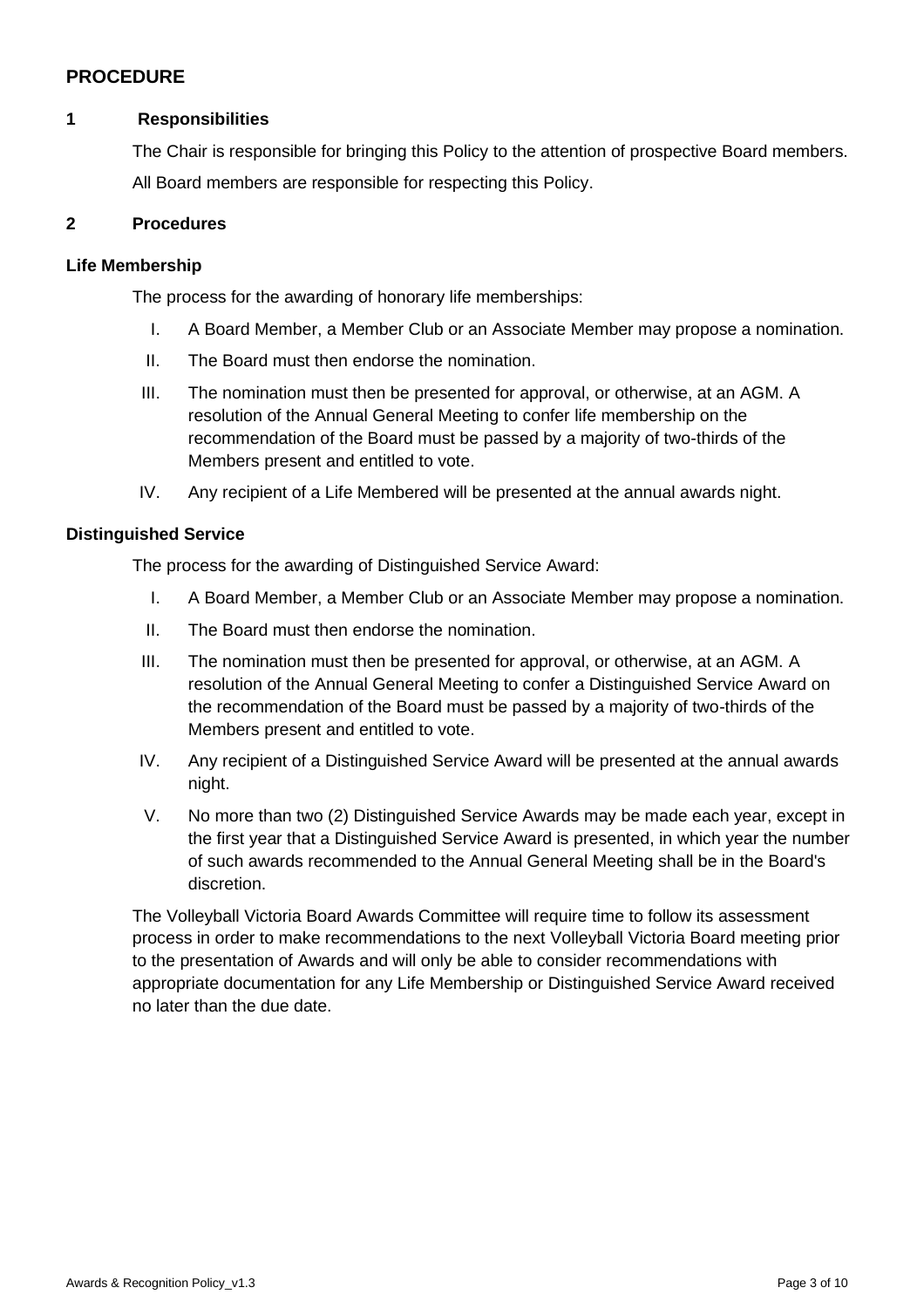## PROCEDURE

### 1 Responsibilities

The Chair is responsible for bringing this Policy to the attention of prospective Board members.

All Board members are responsible for respecting this Policy.

### 2 Procedures

**Life Membership**

The process for the awarding of honorary life memberships:

I. A Board Member, a Member Club or an Associate Member may propose a nomination.

II. The Board must then endorse the nomination.

III. The nomination must then be presented for approval, or otherwise, at an AGM. A resolution of the Annual General Meeting to confer life membership on the recommendation of the Board must be passed by a majority of two-thirds of the Members present and entitled to vote.

IV. Any recipient of a Life Membered will be presented at the annual awards night.

**Distinguished Service**

The process for the awarding of Distinguished Service Award:

I. A Board Member, a Member Club or an Associate Member may propose a nomination.

II. The Board must then endorse the nomination.

III. The nomination must then be presented for approval, or otherwise, at an AGM. A resolution of the Annual General Meeting to confer a Distinguished Service Award on the recommendation of the Board must be passed by a majority of two-thirds of the Members present and entitled to vote.

IV. Any recipient of a Distinguished Service Award will be presented at the annual awards night.

V. No more than two (2) Distinguished Service Awards may be made each year, except in the first year that a Distinguished Service Award is presented, in which year the number of such awards recommended to the Annual General Meeting shall be in the Board's discretion.

The Volleyball Victoria Board Awards Committee will require time to follow its assessment process in order to make recommendations to the next Volleyball Victoria Board meeting prior to the presentation of Awards and will only be able to consider recommendations with appropriate documentation for any Life Membership or Distinguished Service Award received no later than the due date.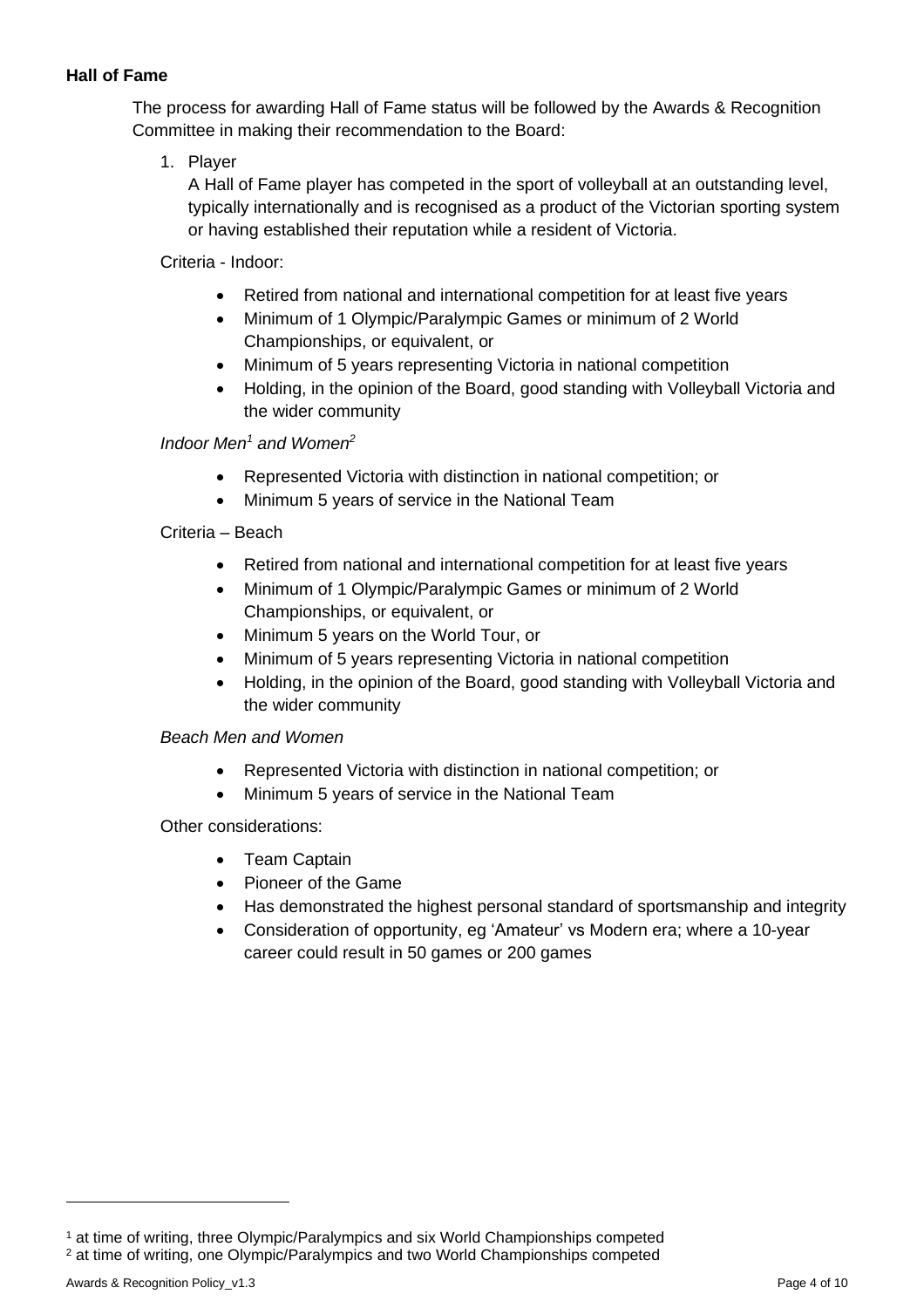**Hall of Fame**

The process for awarding Hall of Fame status will be followed by the Awards & Recognition Committee in making their recommendation to the Board:

1. Player

   A Hall of Fame player has competed in the sport of volleyball at an outstanding level, typically internationally and is recognised as a product of the Victorian sporting system or having established their reputation while a resident of Victoria.

Criteria - Indoor:

- Retired from national and international competition for at least five years
- Minimum of 1 Olympic/Paralympic Games or minimum of 2 World Championships, or equivalent, or
- Minimum of 5 years representing Victoria in national competition
- Holding, in the opinion of the Board, good standing with Volleyball Victoria and the wider community

*Indoor Men[1] and Women[2]*

- Represented Victoria with distinction in national competition; or
- Minimum 5 years of service in the National Team

Criteria – Beach

- Retired from national and international competition for at least five years
- Minimum of 1 Olympic/Paralympic Games or minimum of 2 World Championships, or equivalent, or
- Minimum 5 years on the World Tour, or
- Minimum of 5 years representing Victoria in national competition
- Holding, in the opinion of the Board, good standing with Volleyball Victoria and the wider community

*Beach Men and Women*

- Represented Victoria with distinction in national competition; or
- Minimum 5 years of service in the National Team

Other considerations:

- Team Captain
- Pioneer of the Game
- Has demonstrated the highest personal standard of sportsmanship and integrity
- Consideration of opportunity, eg 'Amateur' vs Modern era; where a 10-year career could result in 50 games or 200 games

---

[1] at time of writing, three Olympic/Paralympics and six World Championships competed

[2] at time of writing, one Olympic/Paralympics and two World Championships competed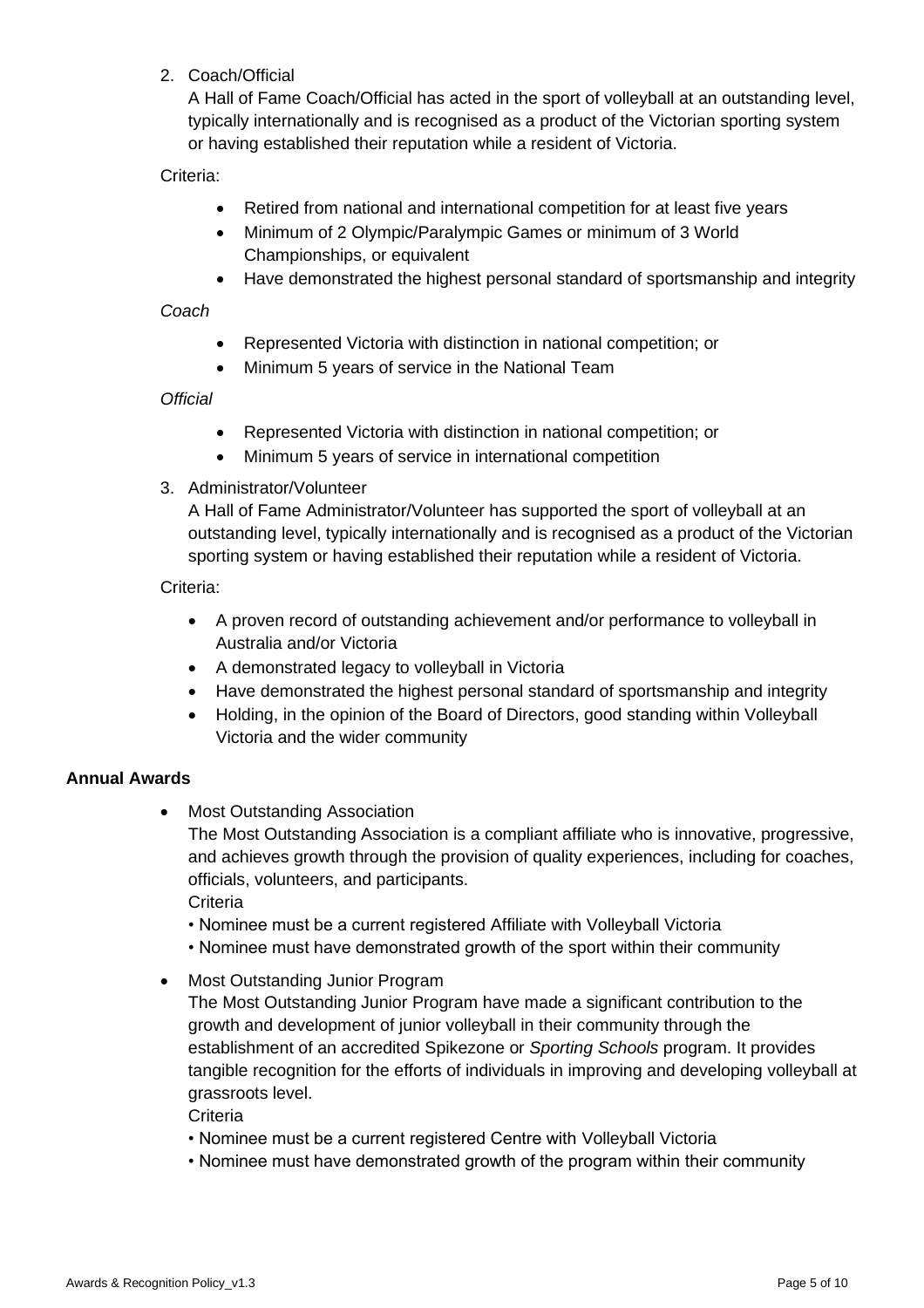2. Coach/Official

   A Hall of Fame Coach/Official has acted in the sport of volleyball at an outstanding level, typically internationally and is recognised as a product of the Victorian sporting system or having established their reputation while a resident of Victoria.

   Criteria:

   - Retired from national and international competition for at least five years
   - Minimum of 2 Olympic/Paralympic Games or minimum of 3 World Championships, or equivalent
   - Have demonstrated the highest personal standard of sportsmanship and integrity

   *Coach*

   - Represented Victoria with distinction in national competition; or
   - Minimum 5 years of service in the National Team

   *Official*

   - Represented Victoria with distinction in national competition; or
   - Minimum 5 years of service in international competition

3. Administrator/Volunteer

   A Hall of Fame Administrator/Volunteer has supported the sport of volleyball at an outstanding level, typically internationally and is recognised as a product of the Victorian sporting system or having established their reputation while a resident of Victoria.

   Criteria:

   - A proven record of outstanding achievement and/or performance to volleyball in Australia and/or Victoria
   - A demonstrated legacy to volleyball in Victoria
   - Have demonstrated the highest personal standard of sportsmanship and integrity
   - Holding, in the opinion of the Board of Directors, good standing within Volleyball Victoria and the wider community

**Annual Awards**

- Most Outstanding Association

  The Most Outstanding Association is a compliant affiliate who is innovative, progressive, and achieves growth through the provision of quality experiences, including for coaches, officials, volunteers, and participants.

  Criteria

  • Nominee must be a current registered Affiliate with Volleyball Victoria

  • Nominee must have demonstrated growth of the sport within their community

- Most Outstanding Junior Program

  The Most Outstanding Junior Program have made a significant contribution to the growth and development of junior volleyball in their community through the establishment of an accredited Spikezone or *Sporting Schools* program. It provides tangible recognition for the efforts of individuals in improving and developing volleyball at grassroots level.

  Criteria

  • Nominee must be a current registered Centre with Volleyball Victoria

  • Nominee must have demonstrated growth of the program within their community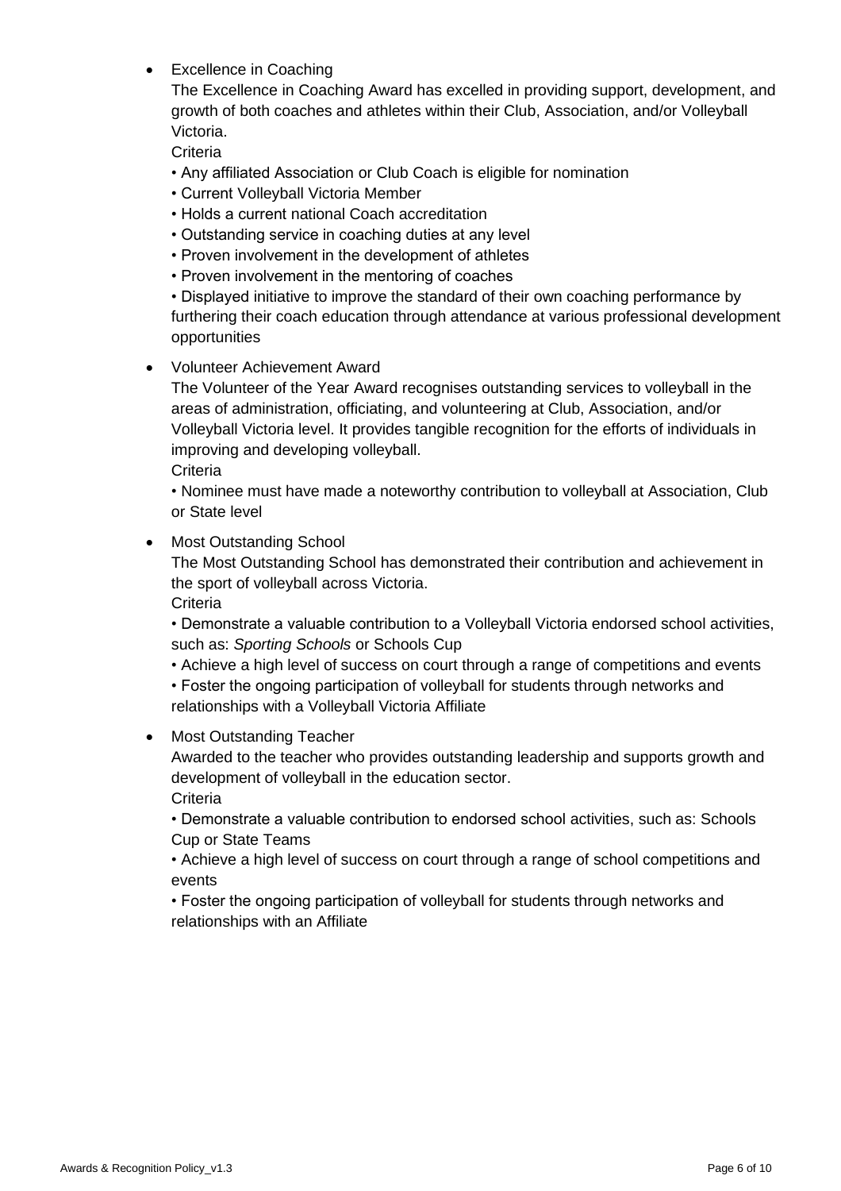- Excellence in Coaching

  The Excellence in Coaching Award has excelled in providing support, development, and growth of both coaches and athletes within their Club, Association, and/or Volleyball Victoria.

  Criteria

  • Any affiliated Association or Club Coach is eligible for nomination
  • Current Volleyball Victoria Member
  • Holds a current national Coach accreditation
  • Outstanding service in coaching duties at any level
  • Proven involvement in the development of athletes
  • Proven involvement in the mentoring of coaches
  • Displayed initiative to improve the standard of their own coaching performance by furthering their coach education through attendance at various professional development opportunities

- Volunteer Achievement Award

  The Volunteer of the Year Award recognises outstanding services to volleyball in the areas of administration, officiating, and volunteering at Club, Association, and/or Volleyball Victoria level. It provides tangible recognition for the efforts of individuals in improving and developing volleyball.

  Criteria

  • Nominee must have made a noteworthy contribution to volleyball at Association, Club or State level

- Most Outstanding School

  The Most Outstanding School has demonstrated their contribution and achievement in the sport of volleyball across Victoria.

  Criteria

  • Demonstrate a valuable contribution to a Volleyball Victoria endorsed school activities, such as: *Sporting Schools* or Schools Cup
  • Achieve a high level of success on court through a range of competitions and events
  • Foster the ongoing participation of volleyball for students through networks and relationships with a Volleyball Victoria Affiliate

- Most Outstanding Teacher

  Awarded to the teacher who provides outstanding leadership and supports growth and development of volleyball in the education sector.

  Criteria

  • Demonstrate a valuable contribution to endorsed school activities, such as: Schools Cup or State Teams
  • Achieve a high level of success on court through a range of school competitions and events
  • Foster the ongoing participation of volleyball for students through networks and relationships with an Affiliate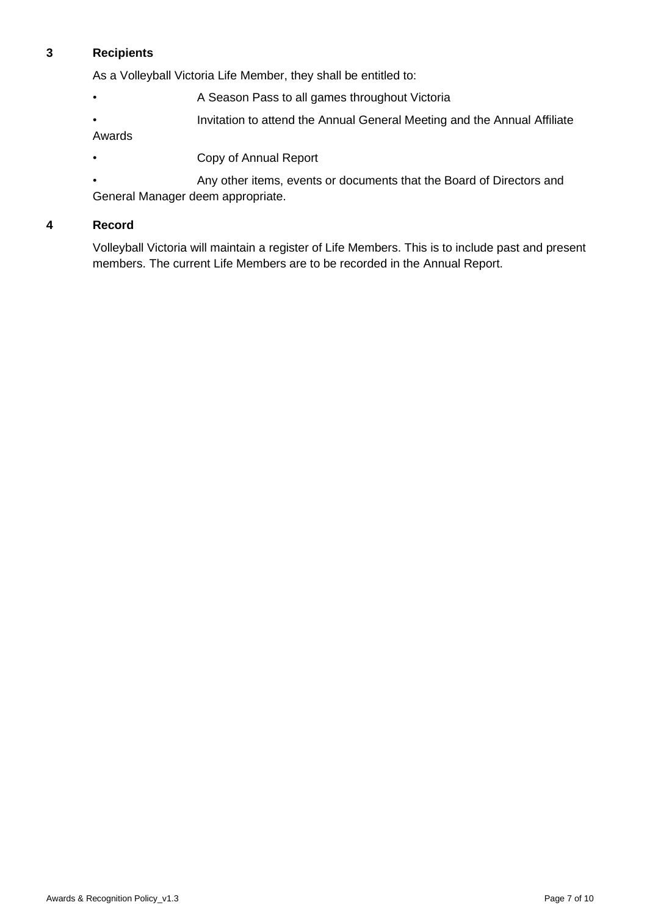## 3 Recipients

As a Volleyball Victoria Life Member, they shall be entitled to:

- A Season Pass to all games throughout Victoria
- Invitation to attend the Annual General Meeting and the Annual Affiliate Awards
- Copy of Annual Report
- Any other items, events or documents that the Board of Directors and General Manager deem appropriate.

## 4 Record

Volleyball Victoria will maintain a register of Life Members. This is to include past and present members. The current Life Members are to be recorded in the Annual Report.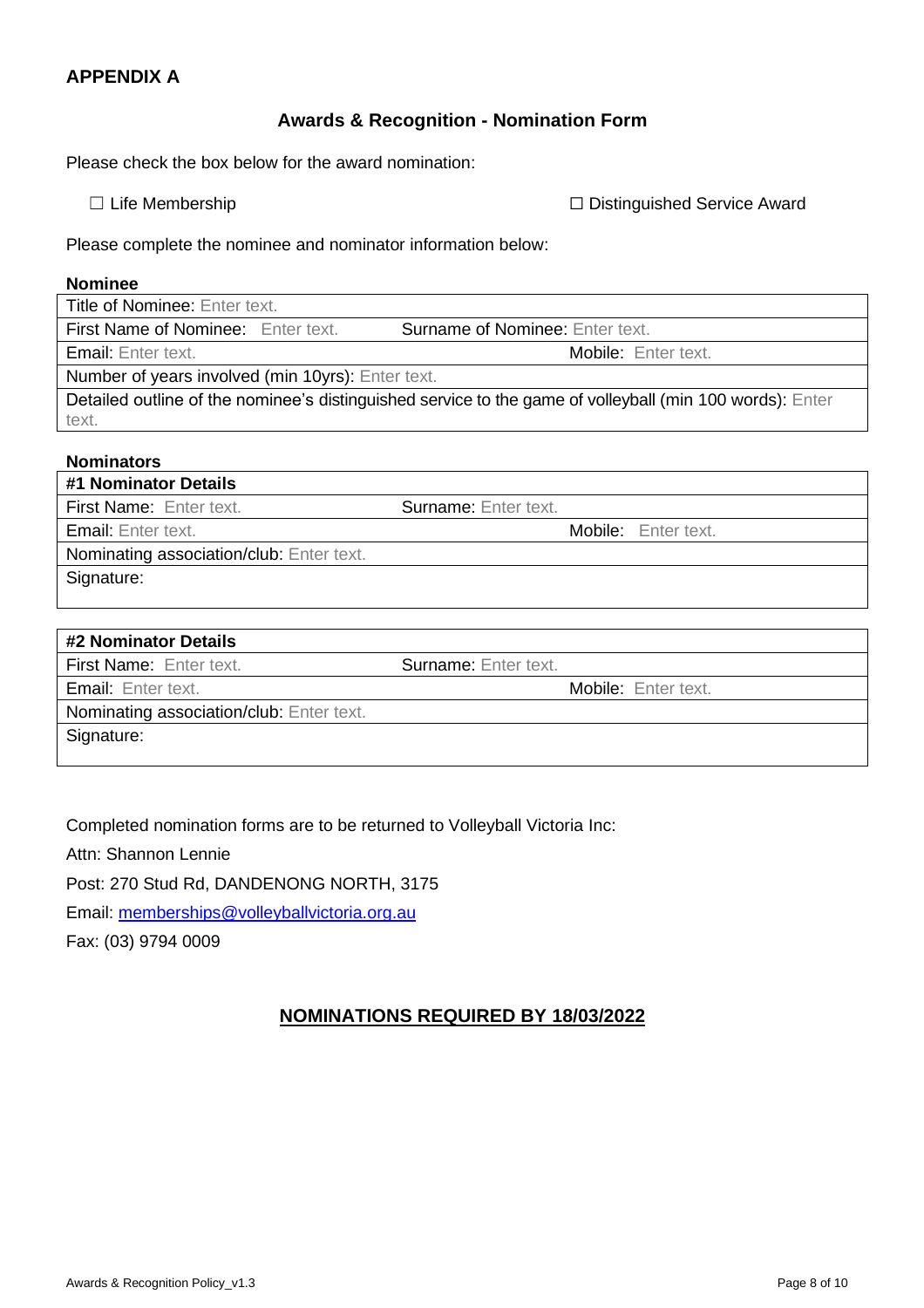## APPENDIX A

### Awards & Recognition - Nomination Form

Please check the box below for the award nomination:

☐ Life Membership ☐ Distinguished Service Award

Please complete the nominee and nominator information below:

**Nominee**

| Title of Nominee: Enter text. | | |
|---|---|---|
| First Name of Nominee: Enter text. | Surname of Nominee: Enter text. | |
| Email: Enter text. | | Mobile: Enter text. |
| Number of years involved (min 10yrs): Enter text. | | |
| Detailed outline of the nominee's distinguished service to the game of volleyball (min 100 words): Enter text. | | |

**Nominators**

| **#1 Nominator Details** | | |
|---|---|---|
| First Name: Enter text. | Surname: Enter text. | |
| Email: Enter text. | | Mobile: Enter text. |
| Nominating association/club: Enter text. | | |
| Signature: | | |

| **#2 Nominator Details** | | |
|---|---|---|
| First Name: Enter text. | Surname: Enter text. | |
| Email: Enter text. | | Mobile: Enter text. |
| Nominating association/club: Enter text. | | |
| Signature: | | |

Completed nomination forms are to be returned to Volleyball Victoria Inc:

Attn: Shannon Lennie

Post: 270 Stud Rd, DANDENONG NORTH, 3175

Email: memberships@volleyballvictoria.org.au

Fax: (03) 9794 0009

**NOMINATIONS REQUIRED BY 18/03/2022**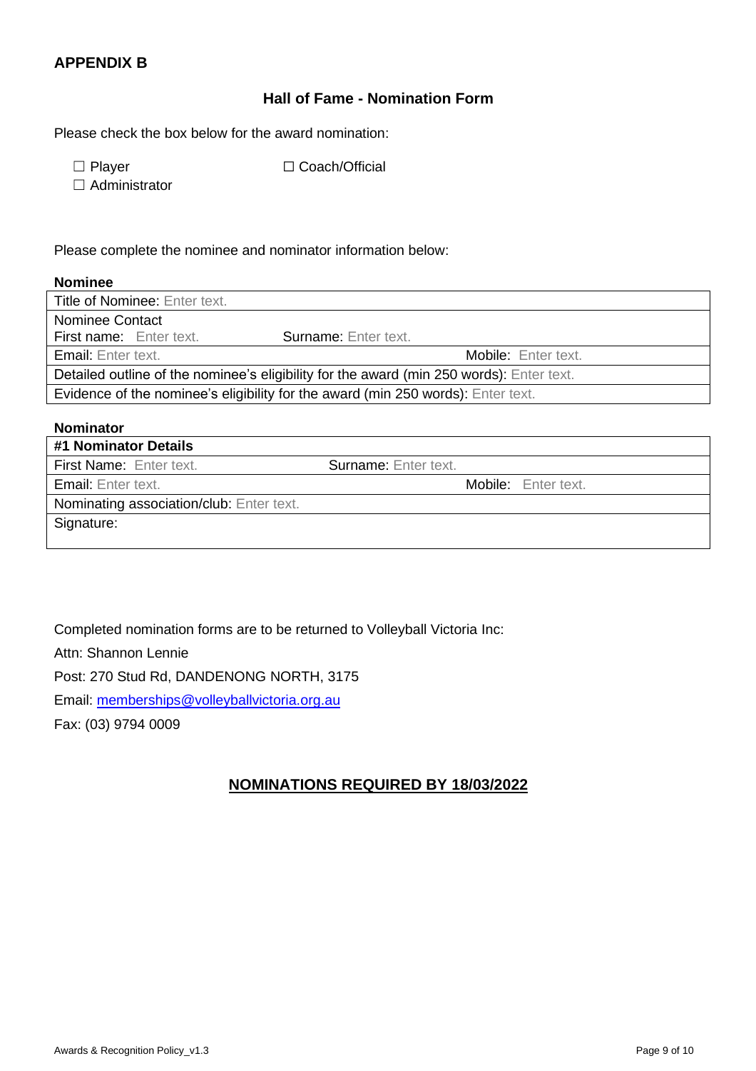## APPENDIX B

### Hall of Fame - Nomination Form

Please check the box below for the award nomination:

☐ Player ☐ Coach/Official

☐ Administrator

Please complete the nominee and nominator information below:

**Nominee**

| Title of Nominee: Enter text. | |
|---|---|
| Nominee Contact<br>First name: Enter text. Surname: Enter text. | |
| Email: Enter text. | Mobile: Enter text. |
| Detailed outline of the nominee's eligibility for the award (min 250 words): Enter text. | |
| Evidence of the nominee's eligibility for the award (min 250 words): Enter text. | |

**Nominator**

| #1 Nominator Details | |
|---|---|
| First Name: Enter text. | Surname: Enter text. |
| Email: Enter text. | Mobile: Enter text. |
| Nominating association/club: Enter text. | |
| Signature: | |

Completed nomination forms are to be returned to Volleyball Victoria Inc:

Attn: Shannon Lennie

Post: 270 Stud Rd, DANDENONG NORTH, 3175

Email: memberships@volleyballvictoria.org.au

Fax: (03) 9794 0009

**NOMINATIONS REQUIRED BY 18/03/2022**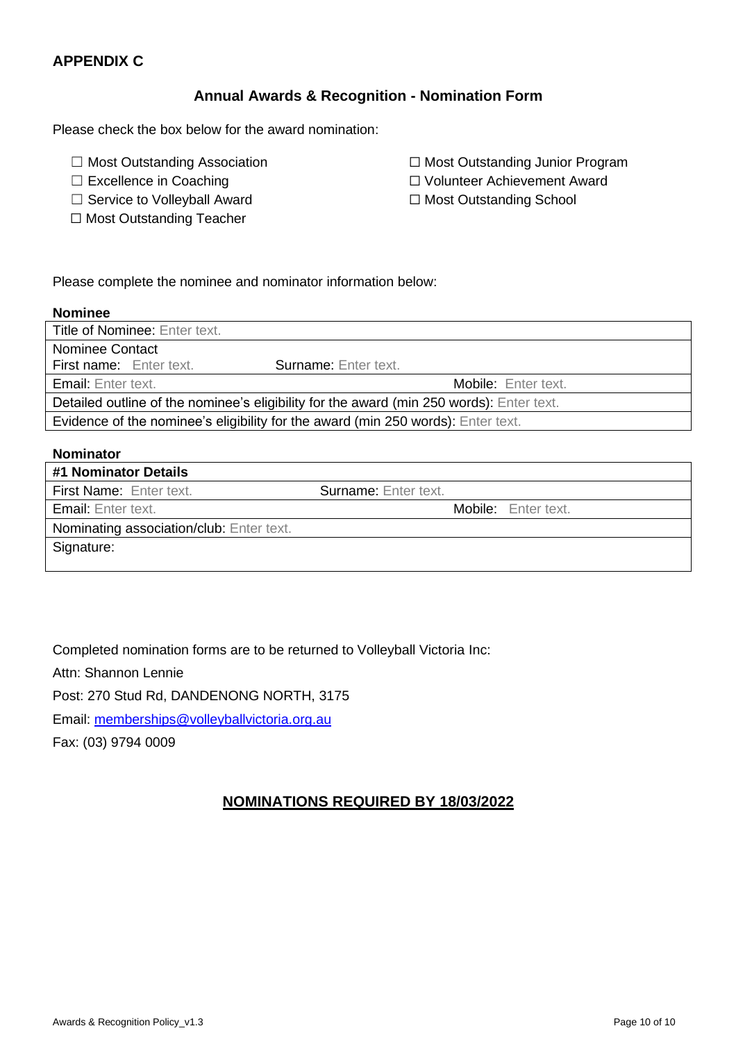## APPENDIX C

### Annual Awards & Recognition - Nomination Form

Please check the box below for the award nomination:

☐ Most Outstanding Association
☐ Excellence in Coaching
☐ Service to Volleyball Award
☐ Most Outstanding Teacher
☐ Most Outstanding Junior Program
☐ Volunteer Achievement Award
☐ Most Outstanding School

Please complete the nominee and nominator information below:

**Nominee**

| | |
|---|---|
| Title of Nominee: Enter text. | |
| Nominee Contact<br>First name: Enter text. Surname: Enter text. | |
| Email: Enter text. | Mobile: Enter text. |
| Detailed outline of the nominee's eligibility for the award (min 250 words): Enter text. | |
| Evidence of the nominee's eligibility for the award (min 250 words): Enter text. | |

**Nominator**

| **#1 Nominator Details** | |
|---|---|
| First Name: Enter text. | Surname: Enter text. |
| Email: Enter text. | Mobile: Enter text. |
| Nominating association/club: Enter text. | |
| Signature: | |

Completed nomination forms are to be returned to Volleyball Victoria Inc:

Attn: Shannon Lennie

Post: 270 Stud Rd, DANDENONG NORTH, 3175

Email: memberships@volleyballvictoria.org.au

Fax: (03) 9794 0009

**NOMINATIONS REQUIRED BY 18/03/2022**